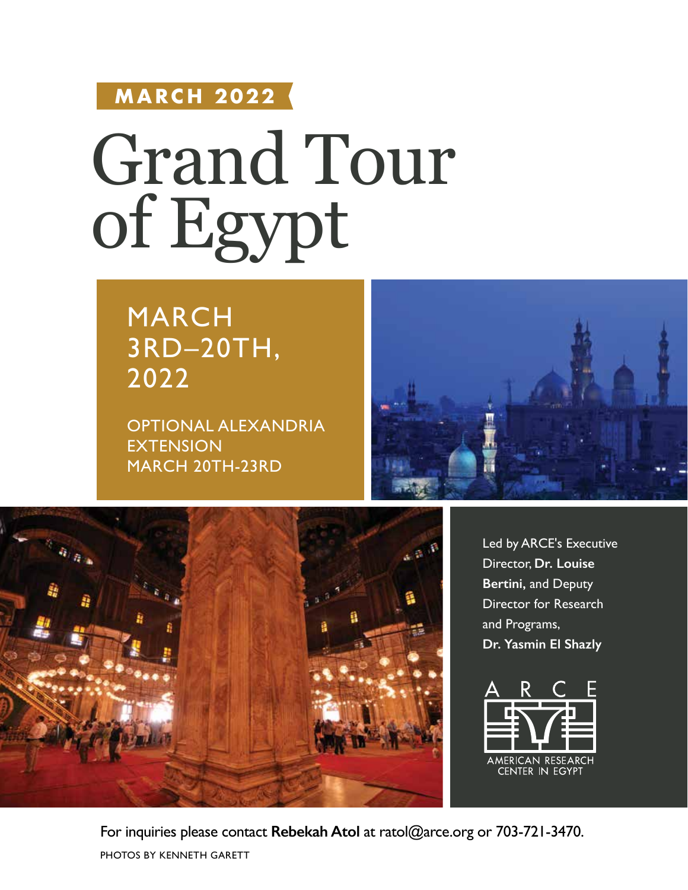**MARCH 2022**

# Grand Tour of Egypt

MARCH 3RD–20TH, 2022

OPTIONAL ALEXANDRIA EXTENSION MARCH 20TH-23RD

Led by ARCE's Executive Director, **Dr. Louise Bertini,** and Deputy Director for Research and Programs, **Dr. Yasmin El Shazly**

ARCE
AMERICAN RESEARCH CENTER IN EGYPT

For inquiries please contact **Rebekah Atol** at ratol@arce.org or 703-721-3470.

PHOTOS BY KENNETH GARETT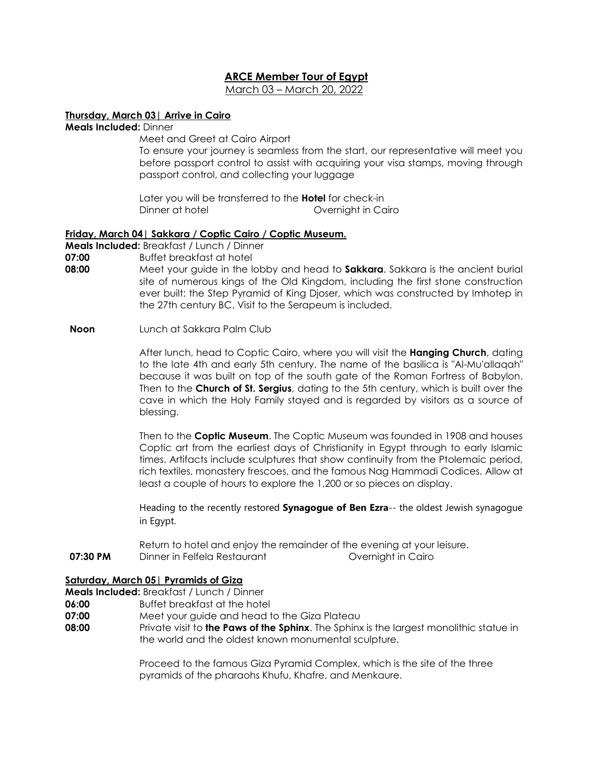# ARCE Member Tour of Egypt

March 03 – March 20, 2022

**Thursday, March 03| Arrive in Cairo**

**Meals Included:** Dinner

Meet and Greet at Cairo Airport

To ensure your journey is seamless from the start, our representative will meet you before passport control to assist with acquiring your visa stamps, moving through passport control, and collecting your luggage

Later you will be transferred to the **Hotel** for check-in

Dinner at hotel — Overnight in Cairo

**Friday, March 04| Sakkara / Coptic Cairo / Coptic Museum.**

**Meals Included:** Breakfast / Lunch / Dinner

**07:00** Buffet breakfast at hotel

**08:00** Meet your guide in the lobby and head to **Sakkara**. Sakkara is the ancient burial site of numerous kings of the Old Kingdom, including the first stone construction ever built: the Step Pyramid of King Djoser, which was constructed by Imhotep in the 27th century BC. Visit to the Serapeum is included.

**Noon** Lunch at Sakkara Palm Club

After lunch, head to Coptic Cairo, where you will visit the **Hanging Church**, dating to the late 4th and early 5th century. The name of the basilica is "Al-Mu'allaqah" because it was built on top of the south gate of the Roman Fortress of Babylon. Then to the **Church of St. Sergius**, dating to the 5th century, which is built over the cave in which the Holy Family stayed and is regarded by visitors as a source of blessing.

Then to the **Coptic Museum**. The Coptic Museum was founded in 1908 and houses Coptic art from the earliest days of Christianity in Egypt through to early Islamic times. Artifacts include sculptures that show continuity from the Ptolemaic period, rich textiles, monastery frescoes, and the famous Nag Hammadi Codices. Allow at least a couple of hours to explore the 1,200 or so pieces on display.

Heading to the recently restored **Synagogue of Ben Ezra**-- the oldest Jewish synagogue in Egypt.

Return to hotel and enjoy the remainder of the evening at your leisure.

**07:30 PM** Dinner in Felfela Restaurant — Overnight in Cairo

**Saturday, March 05| Pyramids of Giza**

**Meals Included:** Breakfast / Lunch / Dinner

**06:00** Buffet breakfast at the hotel

**07:00** Meet your guide and head to the Giza Plateau

**08:00** Private visit to **the Paws of the Sphinx**. The Sphinx is the largest monolithic statue in the world and the oldest known monumental sculpture.

Proceed to the famous Giza Pyramid Complex, which is the site of the three pyramids of the pharaohs Khufu, Khafre, and Menkaure.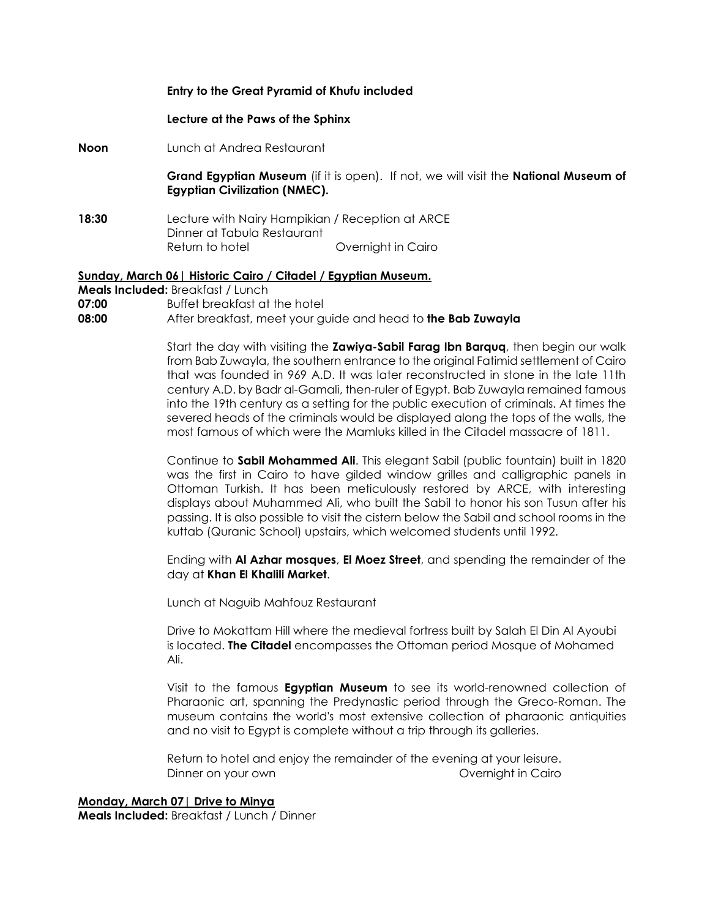**Entry to the Great Pyramid of Khufu included**

**Lecture at the Paws of the Sphinx**

**Noon** Lunch at Andrea Restaurant

**Grand Egyptian Museum** (if it is open). If not, we will visit the **National Museum of Egyptian Civilization (NMEC).**

**18:30** Lecture with Nairy Hampikian / Reception at ARCE
Dinner at Tabula Restaurant
Return to hotel Overnight in Cairo

**Sunday, March 06| Historic Cairo / Citadel / Egyptian Museum.**

**Meals Included:** Breakfast / Lunch

**07:00** Buffet breakfast at the hotel

**08:00** After breakfast, meet your guide and head to **the Bab Zuwayla**

Start the day with visiting the **Zawiya-Sabil Farag Ibn Barquq**, then begin our walk from Bab Zuwayla, the southern entrance to the original Fatimid settlement of Cairo that was founded in 969 A.D. It was later reconstructed in stone in the late 11th century A.D. by Badr al-Gamali, then-ruler of Egypt. Bab Zuwayla remained famous into the 19th century as a setting for the public execution of criminals. At times the severed heads of the criminals would be displayed along the tops of the walls, the most famous of which were the Mamluks killed in the Citadel massacre of 1811.

Continue to **Sabil Mohammed Ali**. This elegant Sabil (public fountain) built in 1820 was the first in Cairo to have gilded window grilles and calligraphic panels in Ottoman Turkish. It has been meticulously restored by ARCE, with interesting displays about Muhammed Ali, who built the Sabil to honor his son Tusun after his passing. It is also possible to visit the cistern below the Sabil and school rooms in the kuttab (Quranic School) upstairs, which welcomed students until 1992.

Ending with **Al Azhar mosques**, **El Moez Street**, and spending the remainder of the day at **Khan El Khalili Market**.

Lunch at Naguib Mahfouz Restaurant

Drive to Mokattam Hill where the medieval fortress built by Salah El Din Al Ayoubi is located. **The Citadel** encompasses the Ottoman period Mosque of Mohamed Ali.

Visit to the famous **Egyptian Museum** to see its world-renowned collection of Pharaonic art, spanning the Predynastic period through the Greco-Roman. The museum contains the world's most extensive collection of pharaonic antiquities and no visit to Egypt is complete without a trip through its galleries.

Return to hotel and enjoy the remainder of the evening at your leisure.
Dinner on your own Overnight in Cairo

**Monday, March 07| Drive to Minya**

**Meals Included:** Breakfast / Lunch / Dinner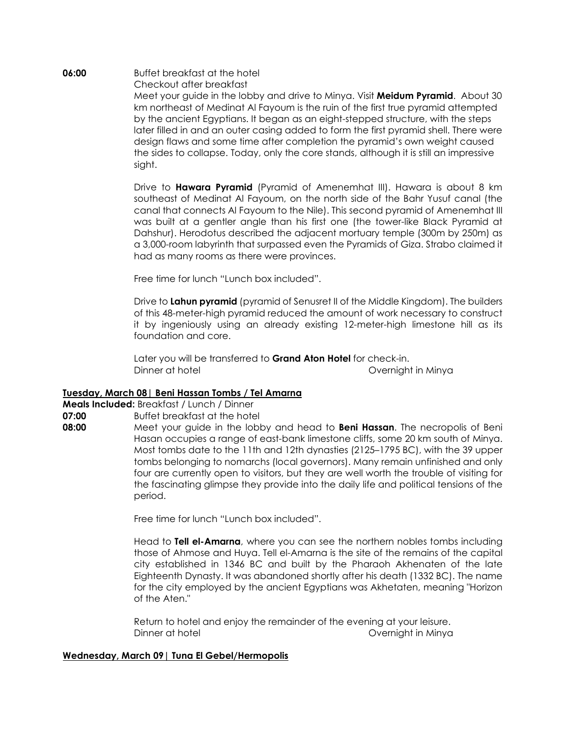**06:00** Buffet breakfast at the hotel

Checkout after breakfast

Meet your guide in the lobby and drive to Minya. Visit **Meidum Pyramid**. About 30 km northeast of Medinat Al Fayoum is the ruin of the first true pyramid attempted by the ancient Egyptians. It began as an eight-stepped structure, with the steps later filled in and an outer casing added to form the first pyramid shell. There were design flaws and some time after completion the pyramid's own weight caused the sides to collapse. Today, only the core stands, although it is still an impressive sight.

Drive to **Hawara Pyramid** (Pyramid of Amenemhat III). Hawara is about 8 km southeast of Medinat Al Fayoum, on the north side of the Bahr Yusuf canal (the canal that connects Al Fayoum to the Nile). This second pyramid of Amenemhat III was built at a gentler angle than his first one (the tower-like Black Pyramid at Dahshur). Herodotus described the adjacent mortuary temple (300m by 250m) as a 3,000-room labyrinth that surpassed even the Pyramids of Giza. Strabo claimed it had as many rooms as there were provinces.

Free time for lunch "Lunch box included".

Drive to **Lahun pyramid** (pyramid of Senusret II of the Middle Kingdom). The builders of this 48-meter-high pyramid reduced the amount of work necessary to construct it by ingeniously using an already existing 12-meter-high limestone hill as its foundation and core.

Later you will be transferred to **Grand Aton Hotel** for check-in.

Dinner at hotel Overnight in Minya

**<u>Tuesday, March 08| Beni Hassan Tombs / Tel Amarna</u>**

**Meals Included:** Breakfast / Lunch / Dinner

**07:00** Buffet breakfast at the hotel

**08:00** Meet your guide in the lobby and head to **Beni Hassan**. The necropolis of Beni Hasan occupies a range of east-bank limestone cliffs, some 20 km south of Minya. Most tombs date to the 11th and 12th dynasties (2125–1795 BC), with the 39 upper tombs belonging to nomarchs (local governors). Many remain unfinished and only four are currently open to visitors, but they are well worth the trouble of visiting for the fascinating glimpse they provide into the daily life and political tensions of the period.

Free time for lunch "Lunch box included".

Head to **Tell el-Amarna**, where you can see the northern nobles tombs including those of Ahmose and Huya. Tell el-Amarna is the site of the remains of the capital city established in 1346 BC and built by the Pharaoh Akhenaten of the late Eighteenth Dynasty. It was abandoned shortly after his death (1332 BC). The name for the city employed by the ancient Egyptians was Akhetaten, meaning "Horizon of the Aten."

Return to hotel and enjoy the remainder of the evening at your leisure.

Dinner at hotel Overnight in Minya

**<u>Wednesday, March 09| Tuna El Gebel/Hermopolis</u>**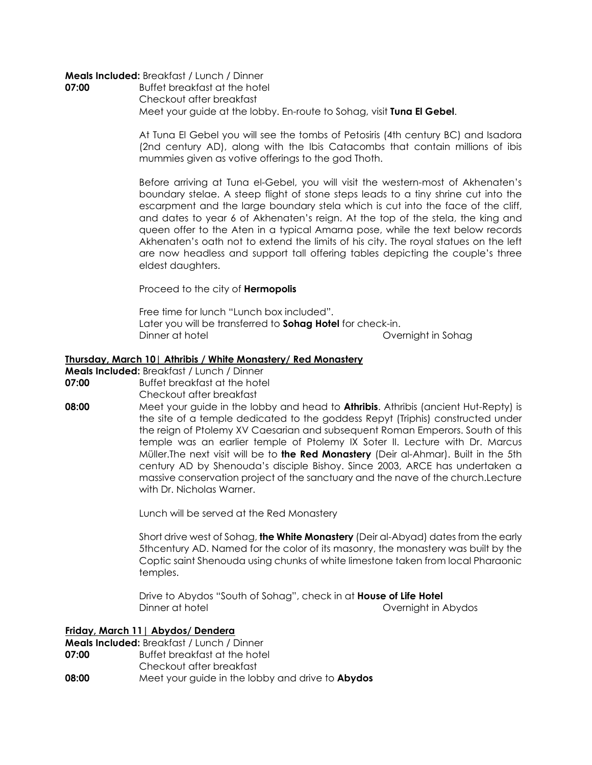**Meals Included:** Breakfast / Lunch / Dinner

**07:00** Buffet breakfast at the hotel
Checkout after breakfast
Meet your guide at the lobby. En-route to Sohag, visit **Tuna El Gebel**.

At Tuna El Gebel you will see the tombs of Petosiris (4th century BC) and Isadora (2nd century AD), along with the Ibis Catacombs that contain millions of ibis mummies given as votive offerings to the god Thoth.

Before arriving at Tuna el-Gebel, you will visit the western-most of Akhenaten's boundary stelae. A steep flight of stone steps leads to a tiny shrine cut into the escarpment and the large boundary stela which is cut into the face of the cliff, and dates to year 6 of Akhenaten's reign. At the top of the stela, the king and queen offer to the Aten in a typical Amarna pose, while the text below records Akhenaten's oath not to extend the limits of his city. The royal statues on the left are now headless and support tall offering tables depicting the couple's three eldest daughters.

Proceed to the city of **Hermopolis**

Free time for lunch "Lunch box included".
Later you will be transferred to **Sohag Hotel** for check-in.
Dinner at hotel — Overnight in Sohag

## Thursday, March 10| Athribis / White Monastery/ Red Monastery

**Meals Included:** Breakfast / Lunch / Dinner

**07:00** Buffet breakfast at the hotel
Checkout after breakfast

**08:00** Meet your guide in the lobby and head to **Athribis**. Athribis (ancient Hut-Repty) is the site of a temple dedicated to the goddess Repyt (Triphis) constructed under the reign of Ptolemy XV Caesarian and subsequent Roman Emperors. South of this temple was an earlier temple of Ptolemy IX Soter II. Lecture with Dr. Marcus Müller.The next visit will be to **the Red Monastery** (Deir al-Ahmar). Built in the 5th century AD by Shenouda's disciple Bishoy. Since 2003, ARCE has undertaken a massive conservation project of the sanctuary and the nave of the church.Lecture with Dr. Nicholas Warner.

Lunch will be served at the Red Monastery

Short drive west of Sohag, **the White Monastery** (Deir al-Abyad) dates from the early 5thcentury AD. Named for the color of its masonry, the monastery was built by the Coptic saint Shenouda using chunks of white limestone taken from local Pharaonic temples.

Drive to Abydos "South of Sohag", check in at **House of Life Hotel**
Dinner at hotel — Overnight in Abydos

## Friday, March 11| Abydos/ Dendera

**Meals Included:** Breakfast / Lunch / Dinner

**07:00** Buffet breakfast at the hotel
Checkout after breakfast

**08:00** Meet your guide in the lobby and drive to **Abydos**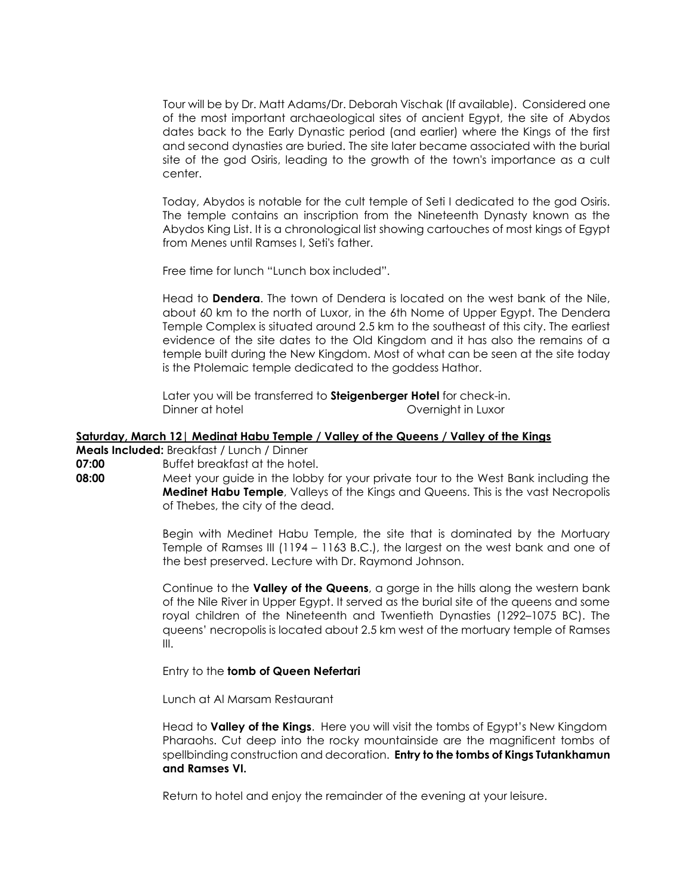Tour will be by Dr. Matt Adams/Dr. Deborah Vischak (If available). Considered one of the most important archaeological sites of ancient Egypt, the site of Abydos dates back to the Early Dynastic period (and earlier) where the Kings of the first and second dynasties are buried. The site later became associated with the burial site of the god Osiris, leading to the growth of the town's importance as a cult center.

Today, Abydos is notable for the cult temple of Seti I dedicated to the god Osiris. The temple contains an inscription from the Nineteenth Dynasty known as the Abydos King List. It is a chronological list showing cartouches of most kings of Egypt from Menes until Ramses I, Seti's father.

Free time for lunch "Lunch box included".

Head to **Dendera**. The town of Dendera is located on the west bank of the Nile, about 60 km to the north of Luxor, in the 6th Nome of Upper Egypt. The Dendera Temple Complex is situated around 2.5 km to the southeast of this city. The earliest evidence of the site dates to the Old Kingdom and it has also the remains of a temple built during the New Kingdom. Most of what can be seen at the site today is the Ptolemaic temple dedicated to the goddess Hathor.

Later you will be transferred to **Steigenberger Hotel** for check-in.
Dinner at hotel — Overnight in Luxor

**Saturday, March 12| Medinat Habu Temple / Valley of the Queens / Valley of the Kings**

**Meals Included:** Breakfast / Lunch / Dinner

**07:00** Buffet breakfast at the hotel.

**08:00** Meet your guide in the lobby for your private tour to the West Bank including the **Medinet Habu Temple**, Valleys of the Kings and Queens. This is the vast Necropolis of Thebes, the city of the dead.

Begin with Medinet Habu Temple, the site that is dominated by the Mortuary Temple of Ramses III (1194 – 1163 B.C.), the largest on the west bank and one of the best preserved. Lecture with Dr. Raymond Johnson.

Continue to the **Valley of the Queens**, a gorge in the hills along the western bank of the Nile River in Upper Egypt. It served as the burial site of the queens and some royal children of the Nineteenth and Twentieth Dynasties (1292–1075 BC). The queens' necropolis is located about 2.5 km west of the mortuary temple of Ramses III.

Entry to the **tomb of Queen Nefertari**

Lunch at Al Marsam Restaurant

Head to **Valley of the Kings**. Here you will visit the tombs of Egypt's New Kingdom Pharaohs. Cut deep into the rocky mountainside are the magnificent tombs of spellbinding construction and decoration. **Entry to the tombs of Kings Tutankhamun and Ramses VI.**

Return to hotel and enjoy the remainder of the evening at your leisure.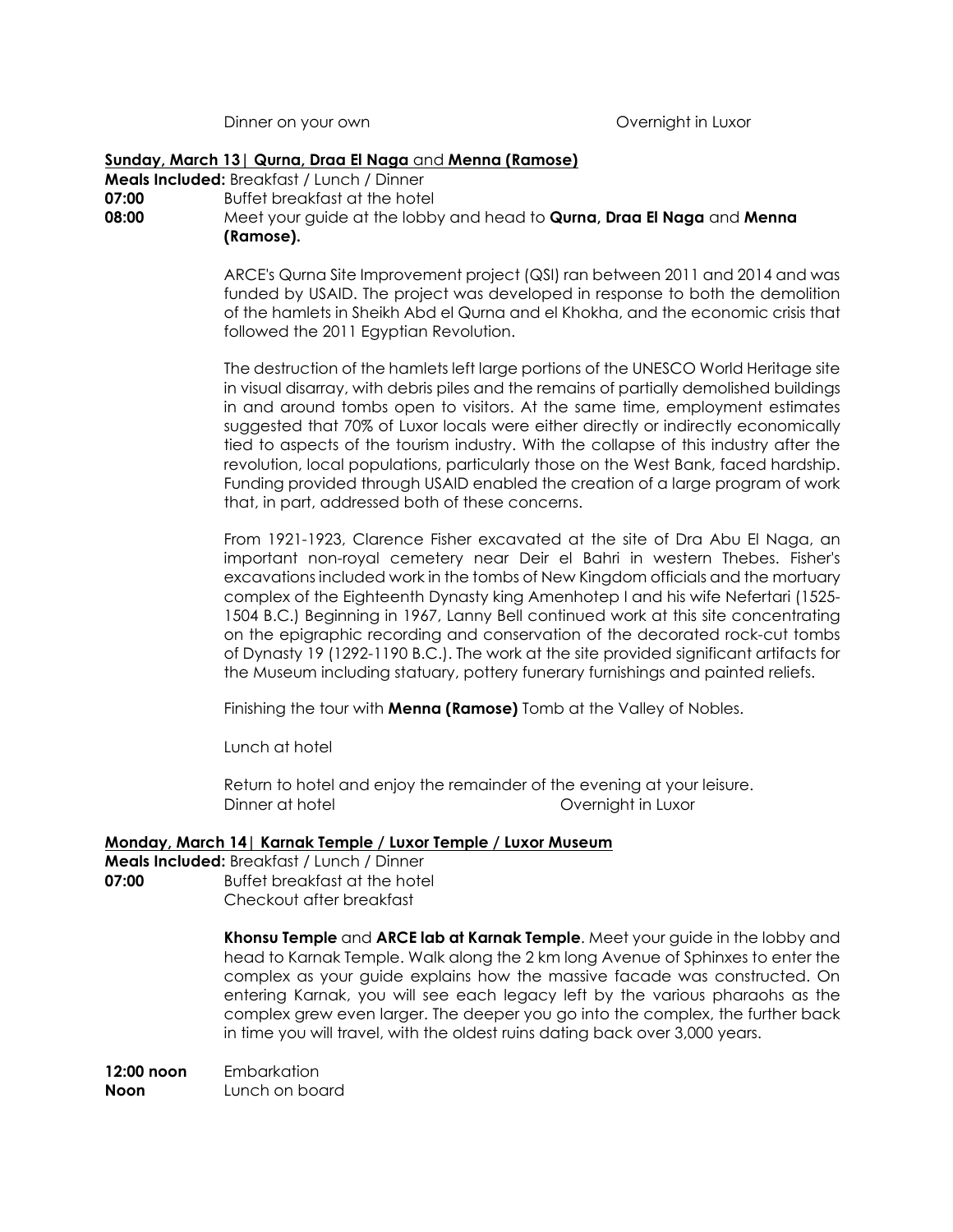Dinner on your own                                        Overnight in Luxor

**Sunday, March 13| Qurna, Draa El Naga and Menna (Ramose)**

**Meals Included:** Breakfast / Lunch / Dinner

**07:00** Buffet breakfast at the hotel

**08:00** Meet your guide at the lobby and head to **Qurna, Draa El Naga** and **Menna (Ramose).**

ARCE's Qurna Site Improvement project (QSI) ran between 2011 and 2014 and was funded by USAID. The project was developed in response to both the demolition of the hamlets in Sheikh Abd el Qurna and el Khokha, and the economic crisis that followed the 2011 Egyptian Revolution.

The destruction of the hamlets left large portions of the UNESCO World Heritage site in visual disarray, with debris piles and the remains of partially demolished buildings in and around tombs open to visitors. At the same time, employment estimates suggested that 70% of Luxor locals were either directly or indirectly economically tied to aspects of the tourism industry. With the collapse of this industry after the revolution, local populations, particularly those on the West Bank, faced hardship. Funding provided through USAID enabled the creation of a large program of work that, in part, addressed both of these concerns.

From 1921-1923, Clarence Fisher excavated at the site of Dra Abu El Naga, an important non-royal cemetery near Deir el Bahri in western Thebes. Fisher's excavations included work in the tombs of New Kingdom officials and the mortuary complex of the Eighteenth Dynasty king Amenhotep I and his wife Nefertari (1525-1504 B.C.) Beginning in 1967, Lanny Bell continued work at this site concentrating on the epigraphic recording and conservation of the decorated rock-cut tombs of Dynasty 19 (1292-1190 B.C.). The work at the site provided significant artifacts for the Museum including statuary, pottery funerary furnishings and painted reliefs.

Finishing the tour with **Menna (Ramose)** Tomb at the Valley of Nobles.

Lunch at hotel

Return to hotel and enjoy the remainder of the evening at your leisure.

Dinner at hotel                                        Overnight in Luxor

**Monday, March 14| Karnak Temple / Luxor Temple / Luxor Museum**

**Meals Included:** Breakfast / Lunch / Dinner

**07:00** Buffet breakfast at the hotel
Checkout after breakfast

**Khonsu Temple** and **ARCE lab at Karnak Temple**. Meet your guide in the lobby and head to Karnak Temple. Walk along the 2 km long Avenue of Sphinxes to enter the complex as your guide explains how the massive facade was constructed. On entering Karnak, you will see each legacy left by the various pharaohs as the complex grew even larger. The deeper you go into the complex, the further back in time you will travel, with the oldest ruins dating back over 3,000 years.

**12:00 noon** Embarkation

**Noon** Lunch on board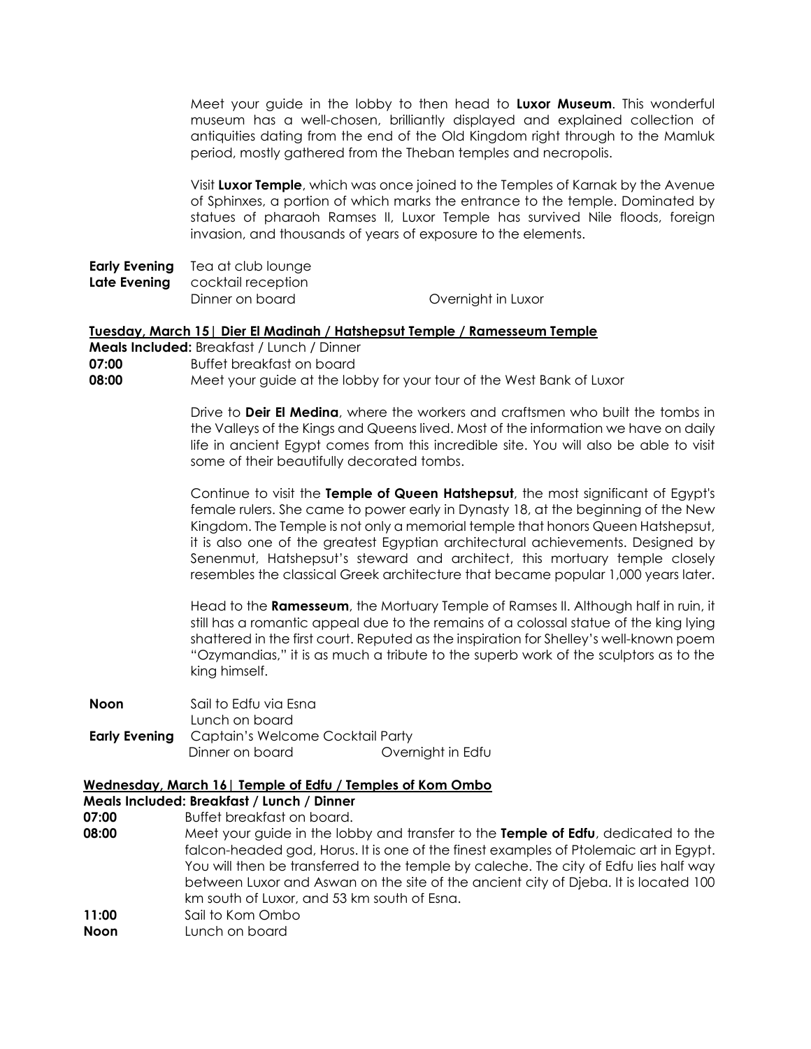Meet your guide in the lobby to then head to **Luxor Museum**. This wonderful museum has a well-chosen, brilliantly displayed and explained collection of antiquities dating from the end of the Old Kingdom right through to the Mamluk period, mostly gathered from the Theban temples and necropolis.

Visit **Luxor Temple**, which was once joined to the Temples of Karnak by the Avenue of Sphinxes, a portion of which marks the entrance to the temple. Dominated by statues of pharaoh Ramses II, Luxor Temple has survived Nile floods, foreign invasion, and thousands of years of exposure to the elements.

**Early Evening** Tea at club lounge
**Late Evening** cocktail reception
Dinner on board — Overnight in Luxor

**<u>Tuesday, March 15| Dier El Madinah / Hatshepsut Temple / Ramesseum Temple</u>**

**Meals Included:** Breakfast / Lunch / Dinner

**07:00** Buffet breakfast on board

**08:00** Meet your guide at the lobby for your tour of the West Bank of Luxor

Drive to **Deir El Medina**, where the workers and craftsmen who built the tombs in the Valleys of the Kings and Queens lived. Most of the information we have on daily life in ancient Egypt comes from this incredible site. You will also be able to visit some of their beautifully decorated tombs.

Continue to visit the **Temple of Queen Hatshepsut**, the most significant of Egypt's female rulers. She came to power early in Dynasty 18, at the beginning of the New Kingdom. The Temple is not only a memorial temple that honors Queen Hatshepsut, it is also one of the greatest Egyptian architectural achievements. Designed by Senenmut, Hatshepsut's steward and architect, this mortuary temple closely resembles the classical Greek architecture that became popular 1,000 years later.

Head to the **Ramesseum**, the Mortuary Temple of Ramses II. Although half in ruin, it still has a romantic appeal due to the remains of a colossal statue of the king lying shattered in the first court. Reputed as the inspiration for Shelley's well-known poem "Ozymandias," it is as much a tribute to the superb work of the sculptors as to the king himself.

**Noon** Sail to Edfu via Esna
Lunch on board
**Early Evening** Captain's Welcome Cocktail Party
Dinner on board — Overnight in Edfu

**<u>Wednesday, March 16| Temple of Edfu / Temples of Kom Ombo</u>**

**Meals Included: Breakfast / Lunch / Dinner**

**07:00** Buffet breakfast on board.

**08:00** Meet your guide in the lobby and transfer to the **Temple of Edfu**, dedicated to the falcon-headed god, Horus. It is one of the finest examples of Ptolemaic art in Egypt. You will then be transferred to the temple by caleche. The city of Edfu lies half way between Luxor and Aswan on the site of the ancient city of Djeba. It is located 100 km south of Luxor, and 53 km south of Esna.

**11:00** Sail to Kom Ombo

**Noon** Lunch on board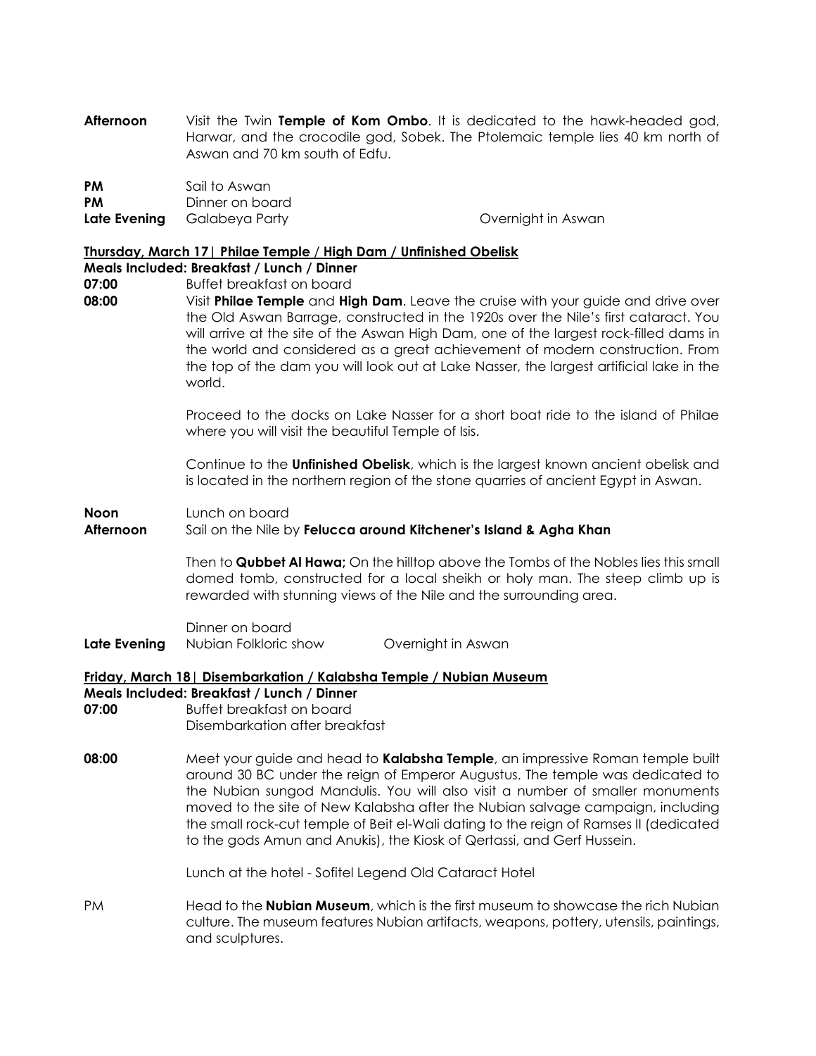**Afternoon** Visit the Twin **Temple of Kom Ombo**. It is dedicated to the hawk-headed god, Harwar, and the crocodile god, Sobek. The Ptolemaic temple lies 40 km north of Aswan and 70 km south of Edfu.

**PM** Sail to Aswan
**PM** Dinner on board
**Late Evening** Galabeya Party — Overnight in Aswan

**<u>Thursday, March 17| Philae Temple / High Dam / Unfinished Obelisk</u>**

**Meals Included: Breakfast / Lunch / Dinner**

**07:00** Buffet breakfast on board

**08:00** Visit **Philae Temple** and **High Dam**. Leave the cruise with your guide and drive over the Old Aswan Barrage, constructed in the 1920s over the Nile's first cataract. You will arrive at the site of the Aswan High Dam, one of the largest rock-filled dams in the world and considered as a great achievement of modern construction. From the top of the dam you will look out at Lake Nasser, the largest artificial lake in the world.

Proceed to the docks on Lake Nasser for a short boat ride to the island of Philae where you will visit the beautiful Temple of Isis.

Continue to the **Unfinished Obelisk**, which is the largest known ancient obelisk and is located in the northern region of the stone quarries of ancient Egypt in Aswan.

**Noon** Lunch on board

**Afternoon** Sail on the Nile by **Felucca around Kitchener's Island & Agha Khan**

Then to **Qubbet Al Hawa;** On the hilltop above the Tombs of the Nobles lies this small domed tomb, constructed for a local sheikh or holy man. The steep climb up is rewarded with stunning views of the Nile and the surrounding area.

Dinner on board

**Late Evening** Nubian Folkloric show — Overnight in Aswan

**<u>Friday, March 18| Disembarkation / Kalabsha Temple / Nubian Museum</u>**

**Meals Included: Breakfast / Lunch / Dinner**

**07:00** Buffet breakfast on board
Disembarkation after breakfast

**08:00** Meet your guide and head to **Kalabsha Temple**, an impressive Roman temple built around 30 BC under the reign of Emperor Augustus. The temple was dedicated to the Nubian sungod Mandulis. You will also visit a number of smaller monuments moved to the site of New Kalabsha after the Nubian salvage campaign, including the small rock-cut temple of Beit el-Wali dating to the reign of Ramses II (dedicated to the gods Amun and Anukis), the Kiosk of Qertassi, and Gerf Hussein.

Lunch at the hotel - Sofitel Legend Old Cataract Hotel

PM Head to the **Nubian Museum**, which is the first museum to showcase the rich Nubian culture. The museum features Nubian artifacts, weapons, pottery, utensils, paintings, and sculptures.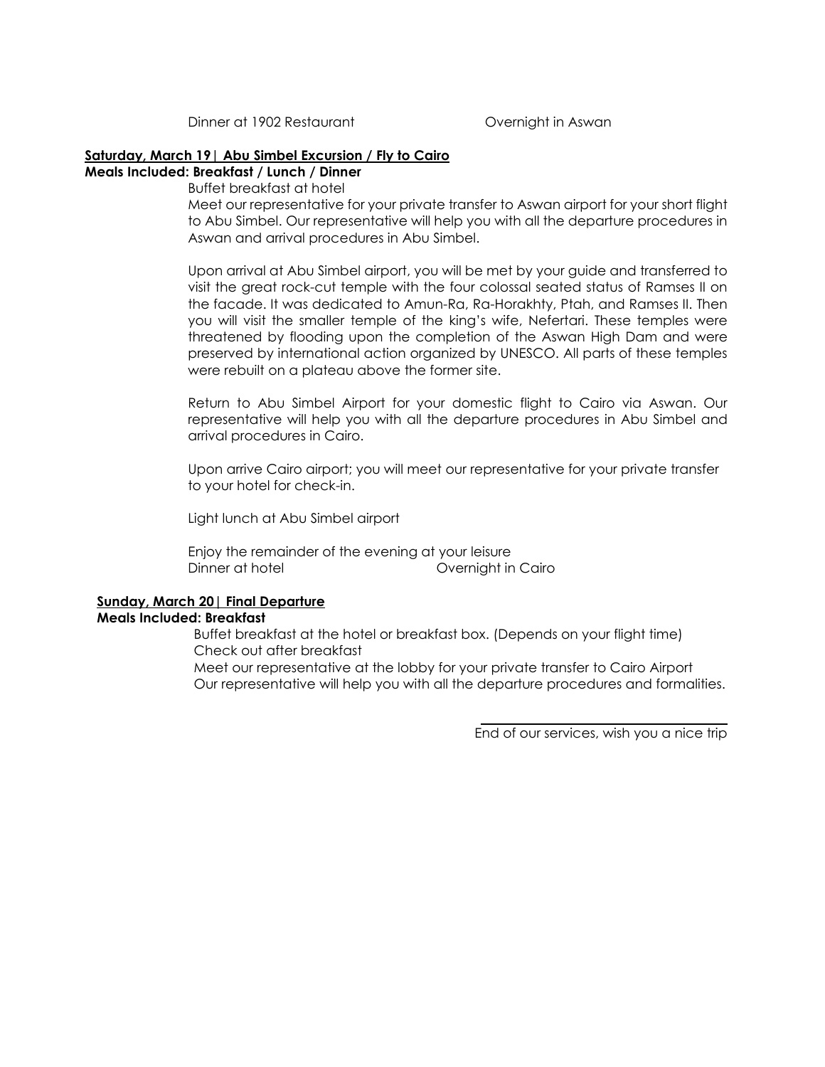Dinner at 1902 Restaurant Overnight in Aswan

**Saturday, March 19| Abu Simbel Excursion / Fly to Cairo**
**Meals Included: Breakfast / Lunch / Dinner**

Buffet breakfast at hotel

Meet our representative for your private transfer to Aswan airport for your short flight to Abu Simbel. Our representative will help you with all the departure procedures in Aswan and arrival procedures in Abu Simbel.

Upon arrival at Abu Simbel airport, you will be met by your guide and transferred to visit the great rock-cut temple with the four colossal seated status of Ramses II on the facade. It was dedicated to Amun-Ra, Ra-Horakhty, Ptah, and Ramses II. Then you will visit the smaller temple of the king's wife, Nefertari. These temples were threatened by flooding upon the completion of the Aswan High Dam and were preserved by international action organized by UNESCO. All parts of these temples were rebuilt on a plateau above the former site.

Return to Abu Simbel Airport for your domestic flight to Cairo via Aswan. Our representative will help you with all the departure procedures in Abu Simbel and arrival procedures in Cairo.

Upon arrive Cairo airport; you will meet our representative for your private transfer to your hotel for check-in.

Light lunch at Abu Simbel airport

Enjoy the remainder of the evening at your leisure
Dinner at hotel Overnight in Cairo

**Sunday, March 20| Final Departure**
**Meals Included: Breakfast**

Buffet breakfast at the hotel or breakfast box. (Depends on your flight time)
Check out after breakfast
Meet our representative at the lobby for your private transfer to Cairo Airport
Our representative will help you with all the departure procedures and formalities.

---

End of our services, wish you a nice trip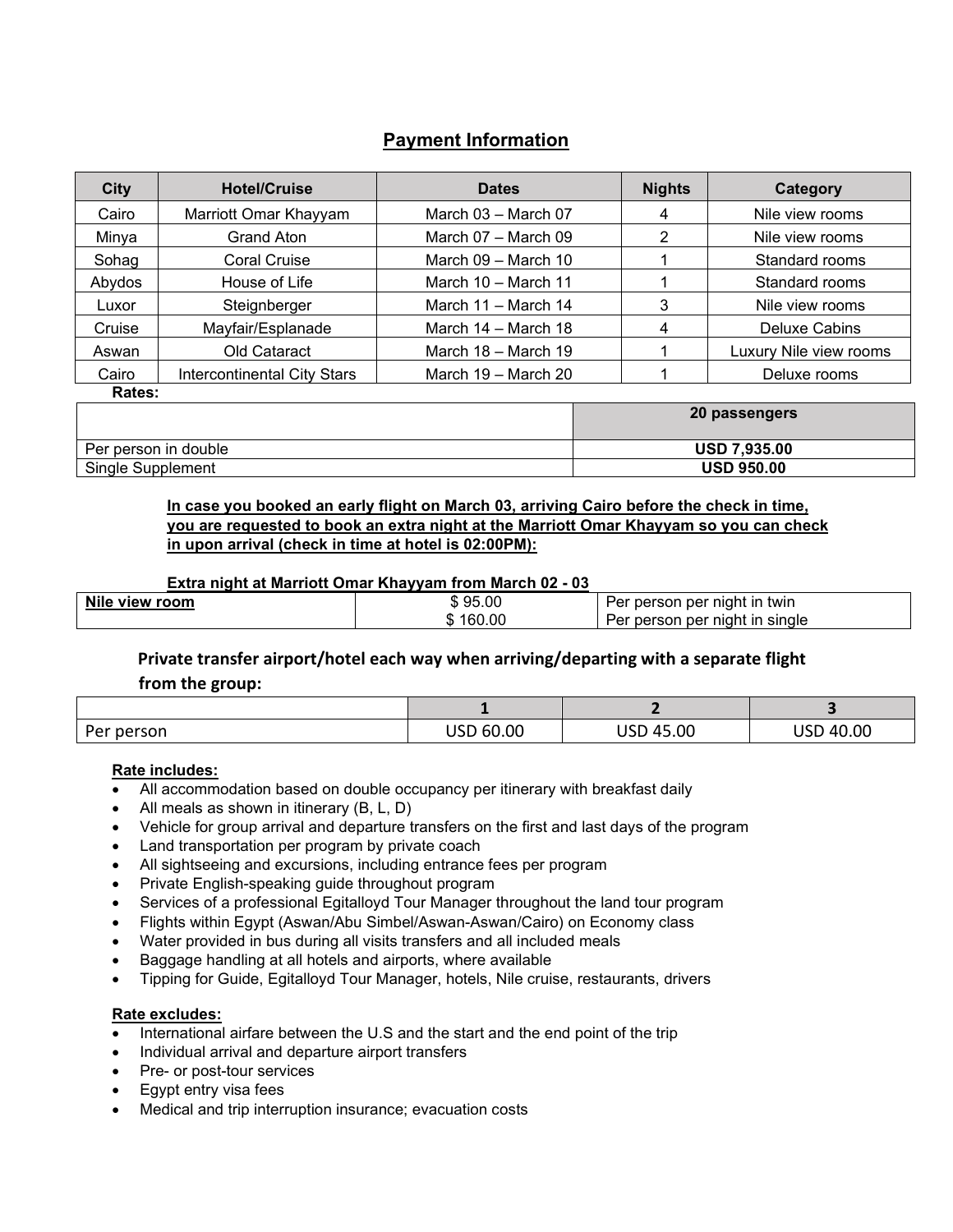## Payment Information

| City | Hotel/Cruise | Dates | Nights | Category |
|---|---|---|---|---|
| Cairo | Marriott Omar Khayyam | March 03 – March 07 | 4 | Nile view rooms |
| Minya | Grand Aton | March 07 – March 09 | 2 | Nile view rooms |
| Sohag | Coral Cruise | March 09 – March 10 | 1 | Standard rooms |
| Abydos | House of Life | March 10 – March 11 | 1 | Standard rooms |
| Luxor | Steignberger | March 11 – March 14 | 3 | Nile view rooms |
| Cruise | Mayfair/Esplanade | March 14 – March 18 | 4 | Deluxe Cabins |
| Aswan | Old Cataract | March 18 – March 19 | 1 | Luxury Nile view rooms |
| Cairo | Intercontinental City Stars | March 19 – March 20 | 1 | Deluxe rooms |

**Rates:**

| | 20 passengers |
|---|---|
| Per person in double | **USD 7,935.00** |
| Single Supplement | **USD 950.00** |

**In case you booked an early flight on March 03, arriving Cairo before the check in time, you are requested to book an extra night at the Marriott Omar Khayyam so you can check in upon arrival (check in time at hotel is 02:00PM):**

**Extra night at Marriott Omar Khayyam from March 02 - 03**

| Nile view room | $ 95.00 | Per person per night in twin |
|---|---|---|
| | $ 160.00 | Per person per night in single |

### Private transfer airport/hotel each way when arriving/departing with a separate flight from the group:

| | 1 | 2 | 3 |
|---|---|---|---|
| Per person | USD 60.00 | USD 45.00 | USD 40.00 |

**Rate includes:**

- All accommodation based on double occupancy per itinerary with breakfast daily
- All meals as shown in itinerary (B, L, D)
- Vehicle for group arrival and departure transfers on the first and last days of the program
- Land transportation per program by private coach
- All sightseeing and excursions, including entrance fees per program
- Private English-speaking guide throughout program
- Services of a professional Egitalloyd Tour Manager throughout the land tour program
- Flights within Egypt (Aswan/Abu Simbel/Aswan-Aswan/Cairo) on Economy class
- Water provided in bus during all visits transfers and all included meals
- Baggage handling at all hotels and airports, where available
- Tipping for Guide, Egitalloyd Tour Manager, hotels, Nile cruise, restaurants, drivers

**Rate excludes:**

- International airfare between the U.S and the start and the end point of the trip
- Individual arrival and departure airport transfers
- Pre- or post-tour services
- Egypt entry visa fees
- Medical and trip interruption insurance; evacuation costs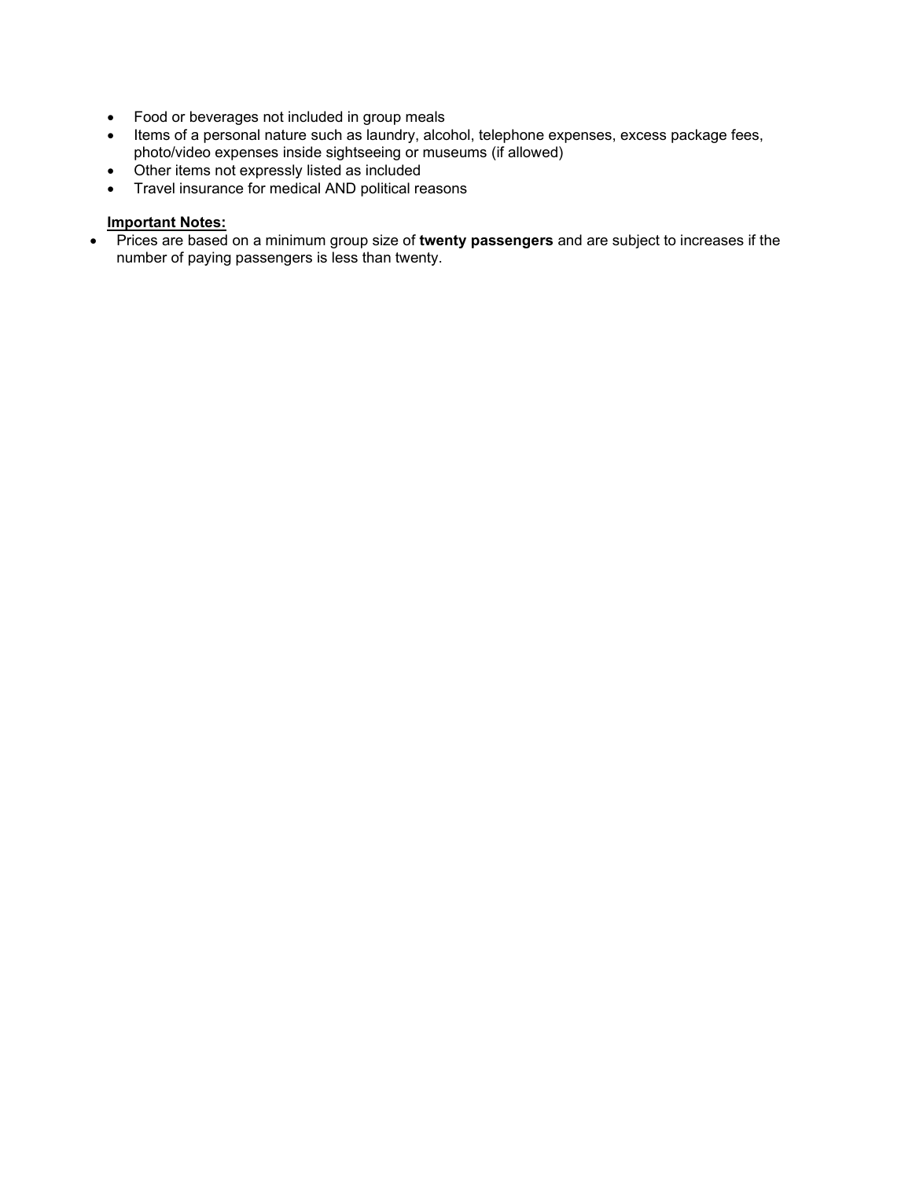- Food or beverages not included in group meals
- Items of a personal nature such as laundry, alcohol, telephone expenses, excess package fees, photo/video expenses inside sightseeing or museums (if allowed)
- Other items not expressly listed as included
- Travel insurance for medical AND political reasons

**Important Notes:**

- Prices are based on a minimum group size of **twenty passengers** and are subject to increases if the number of paying passengers is less than twenty.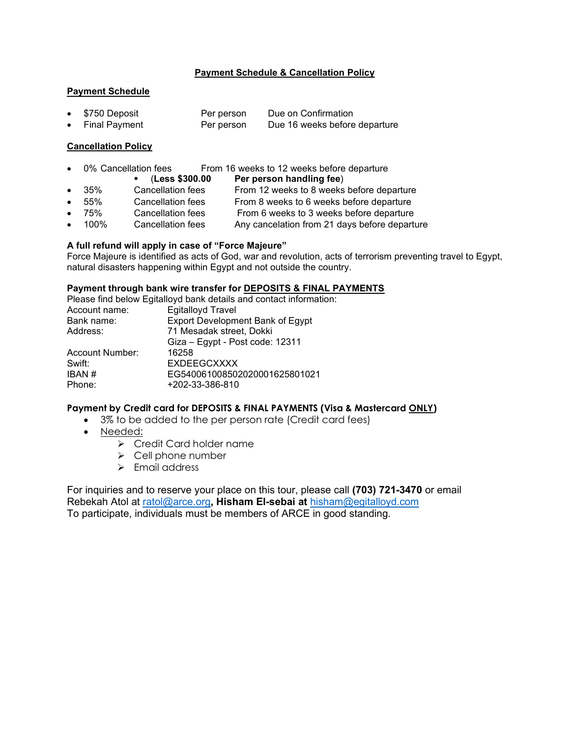## Payment Schedule & Cancellation Policy

### Payment Schedule

- $750 Deposit — Per person — Due on Confirmation
- Final Payment — Per person — Due 16 weeks before departure

### Cancellation Policy

- 0% Cancellation fees — From 16 weeks to 12 weeks before departure
  - (**Less $300.00 Per person handling fee**)
- 35% — Cancellation fees — From 12 weeks to 8 weeks before departure
- 55% — Cancellation fees — From 8 weeks to 6 weeks before departure
- 75% — Cancellation fees — From 6 weeks to 3 weeks before departure
- 100% — Cancellation fees — Any cancelation from 21 days before departure

**A full refund will apply in case of "Force Majeure"**
Force Majeure is identified as acts of God, war and revolution, acts of terrorism preventing travel to Egypt, natural disasters happening within Egypt and not outside the country.

**Payment through bank wire transfer for DEPOSITS & FINAL PAYMENTS**
Please find below Egitalloyd bank details and contact information:

| | |
|---|---|
| Account name: | Egitalloyd Travel |
| Bank name: | Export Development Bank of Egypt |
| Address: | 71 Mesadak street, Dokki<br>Giza – Egypt - Post code: 12311 |
| Account Number: | 16258 |
| Swift: | EXDEEGCXXXX |
| IBAN # | EG540061008502020001625801021 |
| Phone: | +202-33-386-810 |

**Payment by Credit card for DEPOSITS & FINAL PAYMENTS (Visa & Mastercard ONLY)**

- 3% to be added to the per person rate (Credit card fees)
- Needed:
  - Credit Card holder name
  - Cell phone number
  - Email address

For inquiries and to reserve your place on this tour, please call **(703) 721-3470** or email Rebekah Atol at ratol@arce.org, **Hisham El-sebai at** hisham@egitalloyd.com
To participate, individuals must be members of ARCE in good standing.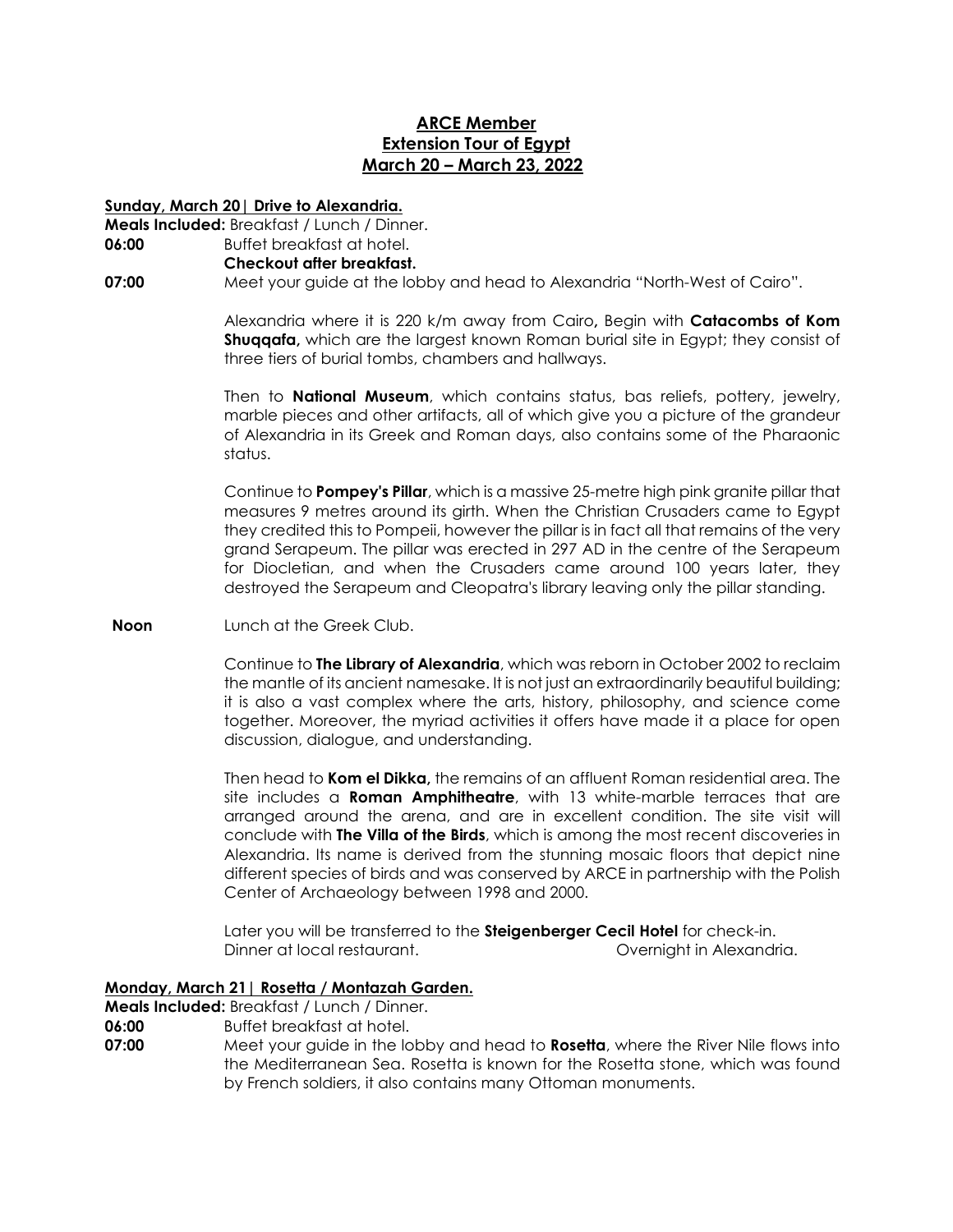**ARCE Member**
**Extension Tour of Egypt**
**March 20 – March 23, 2022**

**Sunday, March 20| Drive to Alexandria.**

**Meals Included:** Breakfast / Lunch / Dinner.

**06:00** Buffet breakfast at hotel.
**Checkout after breakfast.**

**07:00** Meet your guide at the lobby and head to Alexandria "North-West of Cairo".

Alexandria where it is 220 k/m away from Cairo**,** Begin with **Catacombs of Kom Shuqqafa,** which are the largest known Roman burial site in Egypt; they consist of three tiers of burial tombs, chambers and hallways.

Then to **National Museum**, which contains status, bas reliefs, pottery, jewelry, marble pieces and other artifacts, all of which give you a picture of the grandeur of Alexandria in its Greek and Roman days, also contains some of the Pharaonic status.

Continue to **Pompey's Pillar**, which is a massive 25-metre high pink granite pillar that measures 9 metres around its girth. When the Christian Crusaders came to Egypt they credited this to Pompeii, however the pillar is in fact all that remains of the very grand Serapeum. The pillar was erected in 297 AD in the centre of the Serapeum for Diocletian, and when the Crusaders came around 100 years later, they destroyed the Serapeum and Cleopatra's library leaving only the pillar standing.

**Noon** Lunch at the Greek Club.

Continue to **The Library of Alexandria**, which was reborn in October 2002 to reclaim the mantle of its ancient namesake. It is not just an extraordinarily beautiful building; it is also a vast complex where the arts, history, philosophy, and science come together. Moreover, the myriad activities it offers have made it a place for open discussion, dialogue, and understanding.

Then head to **Kom el Dikka,** the remains of an affluent Roman residential area. The site includes a **Roman Amphitheatre**, with 13 white-marble terraces that are arranged around the arena, and are in excellent condition. The site visit will conclude with **The Villa of the Birds**, which is among the most recent discoveries in Alexandria. Its name is derived from the stunning mosaic floors that depict nine different species of birds and was conserved by ARCE in partnership with the Polish Center of Archaeology between 1998 and 2000.

Later you will be transferred to the **Steigenberger Cecil Hotel** for check-in.
Dinner at local restaurant. Overnight in Alexandria.

**Monday, March 21| Rosetta / Montazah Garden.**

**Meals Included:** Breakfast / Lunch / Dinner.

**06:00** Buffet breakfast at hotel.

**07:00** Meet your guide in the lobby and head to **Rosetta**, where the River Nile flows into the Mediterranean Sea. Rosetta is known for the Rosetta stone, which was found by French soldiers, it also contains many Ottoman monuments.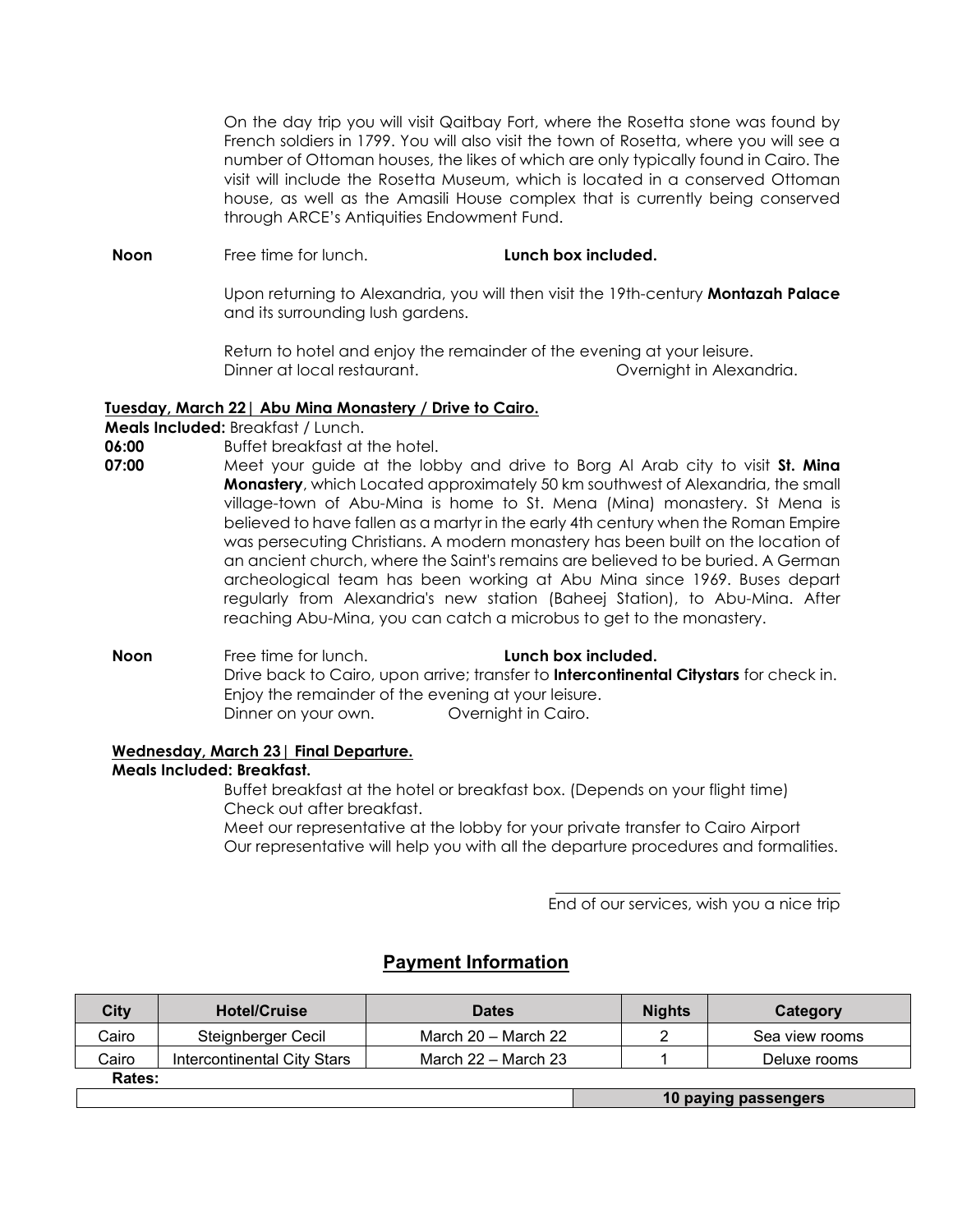On the day trip you will visit Qaitbay Fort, where the Rosetta stone was found by French soldiers in 1799. You will also visit the town of Rosetta, where you will see a number of Ottoman houses, the likes of which are only typically found in Cairo. The visit will include the Rosetta Museum, which is located in a conserved Ottoman house, as well as the Amasili House complex that is currently being conserved through ARCE's Antiquities Endowment Fund.

**Noon** Free time for lunch. **Lunch box included.**

Upon returning to Alexandria, you will then visit the 19th-century **Montazah Palace** and its surrounding lush gardens.

Return to hotel and enjoy the remainder of the evening at your leisure.
Dinner at local restaurant. Overnight in Alexandria.

**Tuesday, March 22| Abu Mina Monastery / Drive to Cairo.**

**Meals Included:** Breakfast / Lunch.

**06:00** Buffet breakfast at the hotel.

**07:00** Meet your guide at the lobby and drive to Borg Al Arab city to visit **St. Mina Monastery**, which Located approximately 50 km southwest of Alexandria, the small village-town of Abu-Mina is home to St. Mena (Mina) monastery. St Mena is believed to have fallen as a martyr in the early 4th century when the Roman Empire was persecuting Christians. A modern monastery has been built on the location of an ancient church, where the Saint's remains are believed to be buried. A German archeological team has been working at Abu Mina since 1969. Buses depart regularly from Alexandria's new station (Baheej Station), to Abu-Mina. After reaching Abu-Mina, you can catch a microbus to get to the monastery.

**Noon** Free time for lunch. **Lunch box included.**
Drive back to Cairo, upon arrive; transfer to **Intercontinental Citystars** for check in.
Enjoy the remainder of the evening at your leisure.
Dinner on your own. Overnight in Cairo.

**Wednesday, March 23| Final Departure.**

**Meals Included: Breakfast.**

Buffet breakfast at the hotel or breakfast box. (Depends on your flight time)
Check out after breakfast.
Meet our representative at the lobby for your private transfer to Cairo Airport
Our representative will help you with all the departure procedures and formalities.

End of our services, wish you a nice trip

## Payment Information

| City | Hotel/Cruise | Dates | Nights | Category |
|---|---|---|---|---|
| Cairo | Steignberger Cecil | March 20 – March 22 | 2 | Sea view rooms |
| Cairo | Intercontinental City Stars | March 22 – March 23 | 1 | Deluxe rooms |

**Rates:**

| | 10 paying passengers |
|---|---|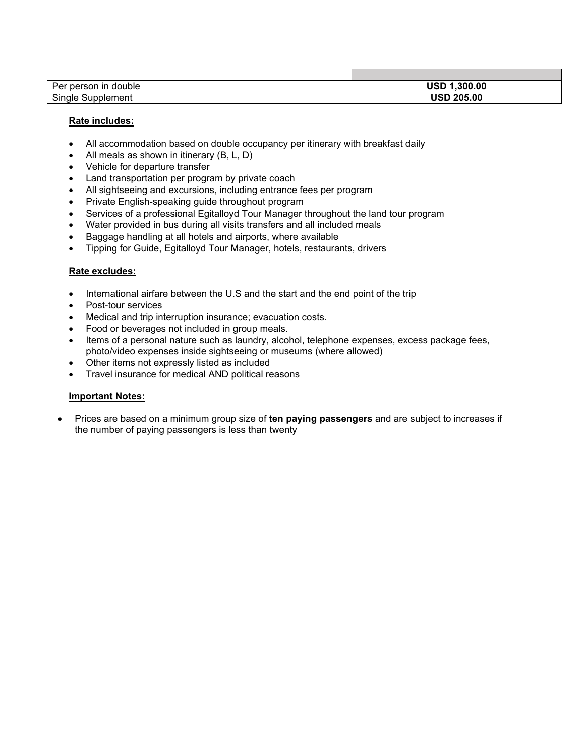| | |
|---|---|
| Per person in double | **USD 1,300.00** |
| Single Supplement | **USD 205.00** |

**Rate includes:**

- All accommodation based on double occupancy per itinerary with breakfast daily
- All meals as shown in itinerary (B, L, D)
- Vehicle for departure transfer
- Land transportation per program by private coach
- All sightseeing and excursions, including entrance fees per program
- Private English-speaking guide throughout program
- Services of a professional Egitalloyd Tour Manager throughout the land tour program
- Water provided in bus during all visits transfers and all included meals
- Baggage handling at all hotels and airports, where available
- Tipping for Guide, Egitalloyd Tour Manager, hotels, restaurants, drivers

**Rate excludes:**

- International airfare between the U.S and the start and the end point of the trip
- Post-tour services
- Medical and trip interruption insurance; evacuation costs.
- Food or beverages not included in group meals.
- Items of a personal nature such as laundry, alcohol, telephone expenses, excess package fees, photo/video expenses inside sightseeing or museums (where allowed)
- Other items not expressly listed as included
- Travel insurance for medical AND political reasons

**Important Notes:**

- Prices are based on a minimum group size of **ten paying passengers** and are subject to increases if the number of paying passengers is less than twenty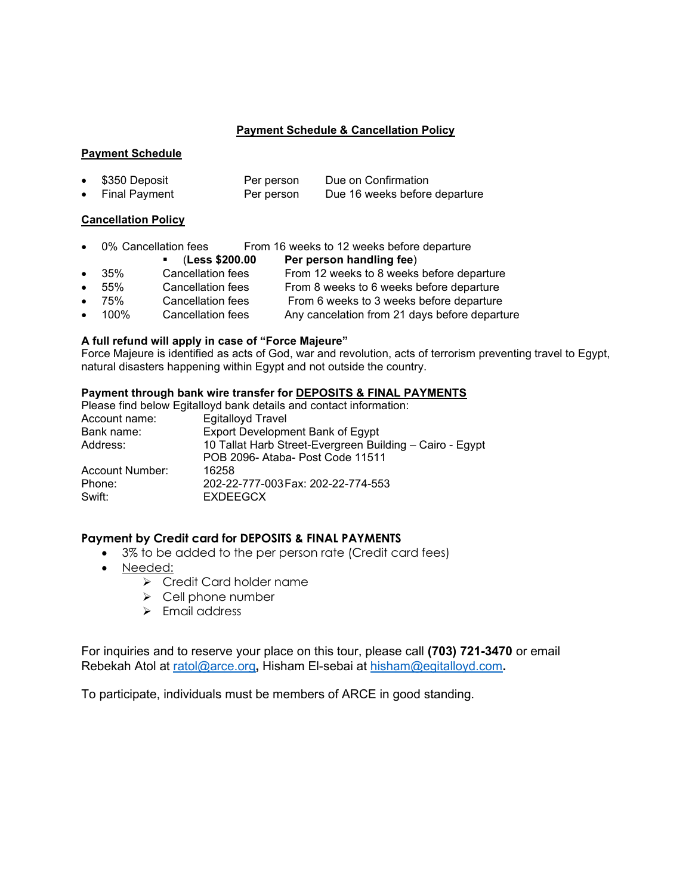**Payment Schedule & Cancellation Policy**

**Payment Schedule**

- $350 Deposit — Per person — Due on Confirmation
- Final Payment — Per person — Due 16 weeks before departure

**Cancellation Policy**

- 0% Cancellation fees — From 16 weeks to 12 weeks before departure
  - (**Less $200.00 Per person handling fee**)
- 35% Cancellation fees — From 12 weeks to 8 weeks before departure
- 55% Cancellation fees — From 8 weeks to 6 weeks before departure
- 75% Cancellation fees — From 6 weeks to 3 weeks before departure
- 100% Cancellation fees — Any cancelation from 21 days before departure

**A full refund will apply in case of "Force Majeure"**

Force Majeure is identified as acts of God, war and revolution, acts of terrorism preventing travel to Egypt, natural disasters happening within Egypt and not outside the country.

**Payment through bank wire transfer for DEPOSITS & FINAL PAYMENTS**

Please find below Egitalloyd bank details and contact information:

| | |
|---|---|
| Account name: | Egitalloyd Travel |
| Bank name: | Export Development Bank of Egypt |
| Address: | 10 Tallat Harb Street-Evergreen Building – Cairo - Egypt<br>POB 2096- Ataba- Post Code 11511 |
| Account Number: | 16258 |
| Phone: | 202-22-777-003 Fax: 202-22-774-553 |
| Swift: | EXDEEGCX |

**Payment by Credit card for DEPOSITS & FINAL PAYMENTS**

- 3% to be added to the per person rate (Credit card fees)
- Needed:
  - Credit Card holder name
  - Cell phone number
  - Email address

For inquiries and to reserve your place on this tour, please call **(703) 721-3470** or email Rebekah Atol at ratol@arce.org, Hisham El-sebai at hisham@egitalloyd.com.

To participate, individuals must be members of ARCE in good standing.